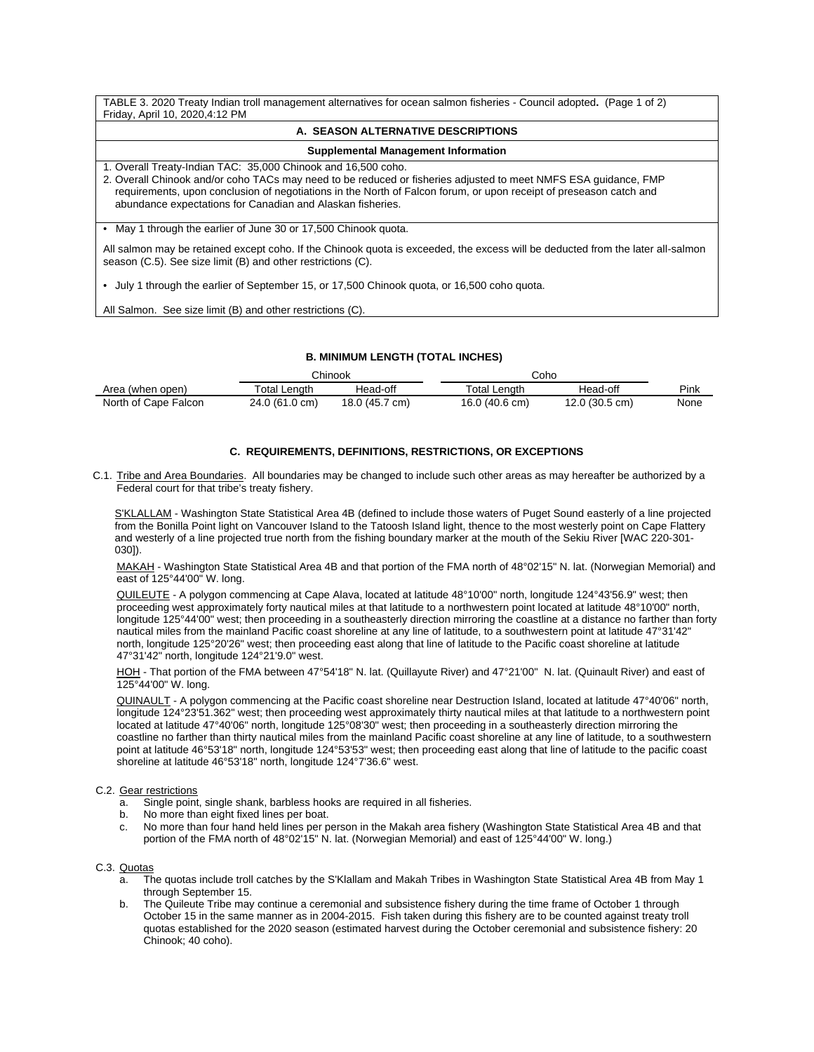TABLE 3. 2020 Treaty Indian troll management alternatives for ocean salmon fisheries - Council adopted**.** (Page 1 of 2)
Friday, April 10, 2020,4:12 PM

## A. SEASON ALTERNATIVE DESCRIPTIONS

### Supplemental Management Information

1. Overall Treaty-Indian TAC: 35,000 Chinook and 16,500 coho.
2. Overall Chinook and/or coho TACs may need to be reduced or fisheries adjusted to meet NMFS ESA guidance, FMP requirements, upon conclusion of negotiations in the North of Falcon forum, or upon receipt of preseason catch and abundance expectations for Canadian and Alaskan fisheries.

- May 1 through the earlier of June 30 or 17,500 Chinook quota.

All salmon may be retained except coho. If the Chinook quota is exceeded, the excess will be deducted from the later all-salmon season (C.5). See size limit (B) and other restrictions (C).

- July 1 through the earlier of September 15, or 17,500 Chinook quota, or 16,500 coho quota.

All Salmon. See size limit (B) and other restrictions (C).

## B. MINIMUM LENGTH (TOTAL INCHES)

| | Chinook | | Coho | | |
|---|---|---|---|---|---|
| Area (when open) | Total Length | Head-off | Total Length | Head-off | Pink |
| North of Cape Falcon | 24.0 (61.0 cm) | 18.0 (45.7 cm) | 16.0 (40.6 cm) | 12.0 (30.5 cm) | None |

## C. REQUIREMENTS, DEFINITIONS, RESTRICTIONS, OR EXCEPTIONS

C.1. Tribe and Area Boundaries. All boundaries may be changed to include such other areas as may hereafter be authorized by a Federal court for that tribe's treaty fishery.

S'KLALLAM - Washington State Statistical Area 4B (defined to include those waters of Puget Sound easterly of a line projected from the Bonilla Point light on Vancouver Island to the Tatoosh Island light, thence to the most westerly point on Cape Flattery and westerly of a line projected true north from the fishing boundary marker at the mouth of the Sekiu River [WAC 220-301-030]).

MAKAH - Washington State Statistical Area 4B and that portion of the FMA north of 48°02'15" N. lat. (Norwegian Memorial) and east of 125°44'00" W. long.

QUILEUTE - A polygon commencing at Cape Alava, located at latitude 48°10'00" north, longitude 124°43'56.9" west; then proceeding west approximately forty nautical miles at that latitude to a northwestern point located at latitude 48°10'00" north, longitude 125°44'00" west; then proceeding in a southeasterly direction mirroring the coastline at a distance no farther than forty nautical miles from the mainland Pacific coast shoreline at any line of latitude, to a southwestern point at latitude 47°31'42" north, longitude 125°20'26" west; then proceeding east along that line of latitude to the Pacific coast shoreline at latitude 47°31'42" north, longitude 124°21'9.0" west.

HOH - That portion of the FMA between 47°54'18" N. lat. (Quillayute River) and 47°21'00" N. lat. (Quinault River) and east of 125°44'00" W. long.

QUINAULT - A polygon commencing at the Pacific coast shoreline near Destruction Island, located at latitude 47°40'06" north, longitude 124°23'51.362" west; then proceeding west approximately thirty nautical miles at that latitude to a northwestern point located at latitude 47°40'06" north, longitude 125°08'30" west; then proceeding in a southeasterly direction mirroring the coastline no farther than thirty nautical miles from the mainland Pacific coast shoreline at any line of latitude, to a southwestern point at latitude 46°53'18" north, longitude 124°53'53" west; then proceeding east along that line of latitude to the pacific coast shoreline at latitude 46°53'18" north, longitude 124°7'36.6" west.

C.2. Gear restrictions

a. Single point, single shank, barbless hooks are required in all fisheries.
b. No more than eight fixed lines per boat.
c. No more than four hand held lines per person in the Makah area fishery (Washington State Statistical Area 4B and that portion of the FMA north of 48°02'15" N. lat. (Norwegian Memorial) and east of 125°44'00" W. long.)

C.3. Quotas

a. The quotas include troll catches by the S'Klallam and Makah Tribes in Washington State Statistical Area 4B from May 1 through September 15.
b. The Quileute Tribe may continue a ceremonial and subsistence fishery during the time frame of October 1 through October 15 in the same manner as in 2004-2015. Fish taken during this fishery are to be counted against treaty troll quotas established for the 2020 season (estimated harvest during the October ceremonial and subsistence fishery: 20 Chinook; 40 coho).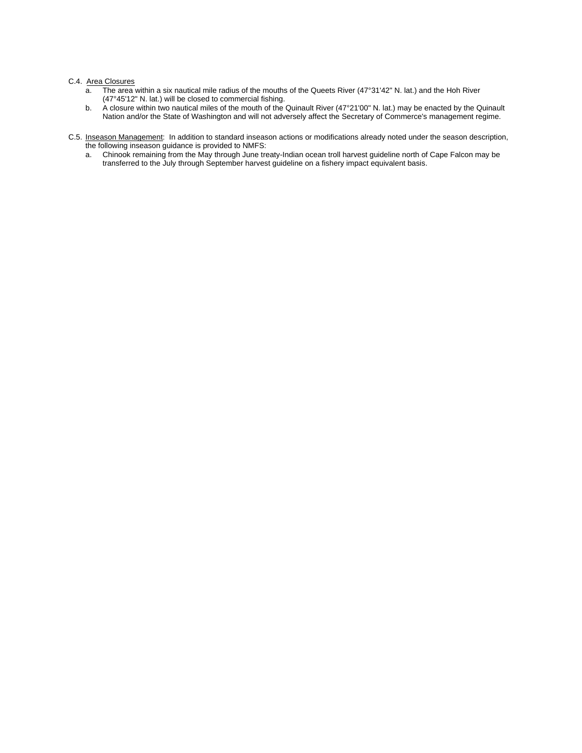C.4. <u>Area Closures</u>

a. The area within a six nautical mile radius of the mouths of the Queets River (47°31'42" N. lat.) and the Hoh River (47°45'12" N. lat.) will be closed to commercial fishing.

b. A closure within two nautical miles of the mouth of the Quinault River (47°21'00" N. lat.) may be enacted by the Quinault Nation and/or the State of Washington and will not adversely affect the Secretary of Commerce's management regime.

C.5. <u>Inseason Management</u>: In addition to standard inseason actions or modifications already noted under the season description, the following inseason guidance is provided to NMFS:

a. Chinook remaining from the May through June treaty-Indian ocean troll harvest guideline north of Cape Falcon may be transferred to the July through September harvest guideline on a fishery impact equivalent basis.